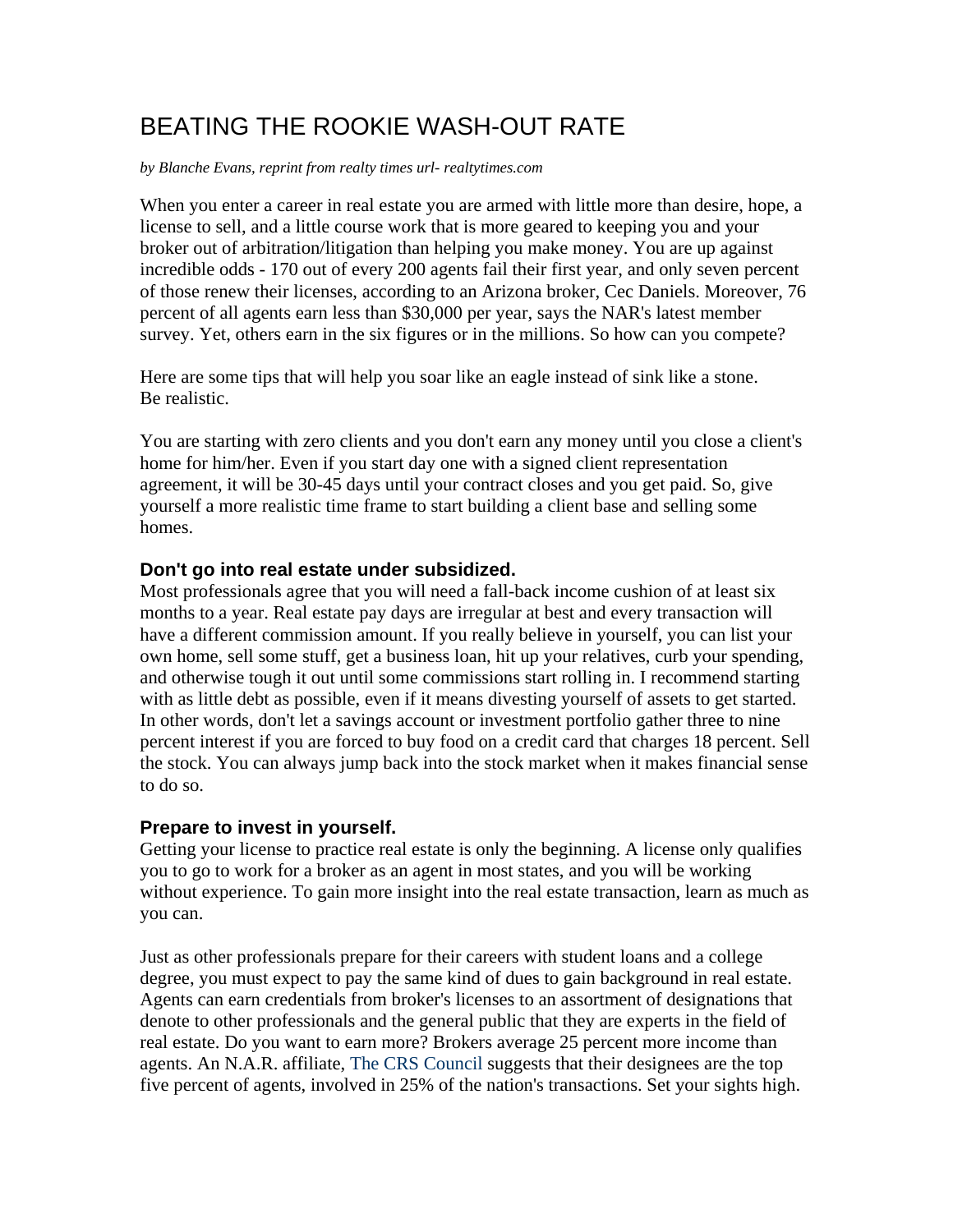# BEATING THE ROOKIE WASH-OUT RATE

*by Blanche Evans, reprint from realty times url- realtytimes.com*

When you enter a career in real estate you are armed with little more than desire, hope, a license to sell, and a little course work that is more geared to keeping you and your broker out of arbitration/litigation than helping you make money. You are up against incredible odds - 170 out of every 200 agents fail their first year, and only seven percent of those renew their licenses, according to an Arizona broker, Cec Daniels. Moreover, 76 percent of all agents earn less than $30,000 per year, says the NAR's latest member survey. Yet, others earn in the six figures or in the millions. So how can you compete?

Here are some tips that will help you soar like an eagle instead of sink like a stone.
Be realistic.

You are starting with zero clients and you don't earn any money until you close a client's home for him/her. Even if you start day one with a signed client representation agreement, it will be 30-45 days until your contract closes and you get paid. So, give yourself a more realistic time frame to start building a client base and selling some homes.

### Don't go into real estate under subsidized.

Most professionals agree that you will need a fall-back income cushion of at least six months to a year. Real estate pay days are irregular at best and every transaction will have a different commission amount. If you really believe in yourself, you can list your own home, sell some stuff, get a business loan, hit up your relatives, curb your spending, and otherwise tough it out until some commissions start rolling in. I recommend starting with as little debt as possible, even if it means divesting yourself of assets to get started. In other words, don't let a savings account or investment portfolio gather three to nine percent interest if you are forced to buy food on a credit card that charges 18 percent. Sell the stock. You can always jump back into the stock market when it makes financial sense to do so.

### Prepare to invest in yourself.

Getting your license to practice real estate is only the beginning. A license only qualifies you to go to work for a broker as an agent in most states, and you will be working without experience. To gain more insight into the real estate transaction, learn as much as you can.

Just as other professionals prepare for their careers with student loans and a college degree, you must expect to pay the same kind of dues to gain background in real estate. Agents can earn credentials from broker's licenses to an assortment of designations that denote to other professionals and the general public that they are experts in the field of real estate. Do you want to earn more? Brokers average 25 percent more income than agents. An N.A.R. affiliate, The CRS Council suggests that their designees are the top five percent of agents, involved in 25% of the nation's transactions. Set your sights high.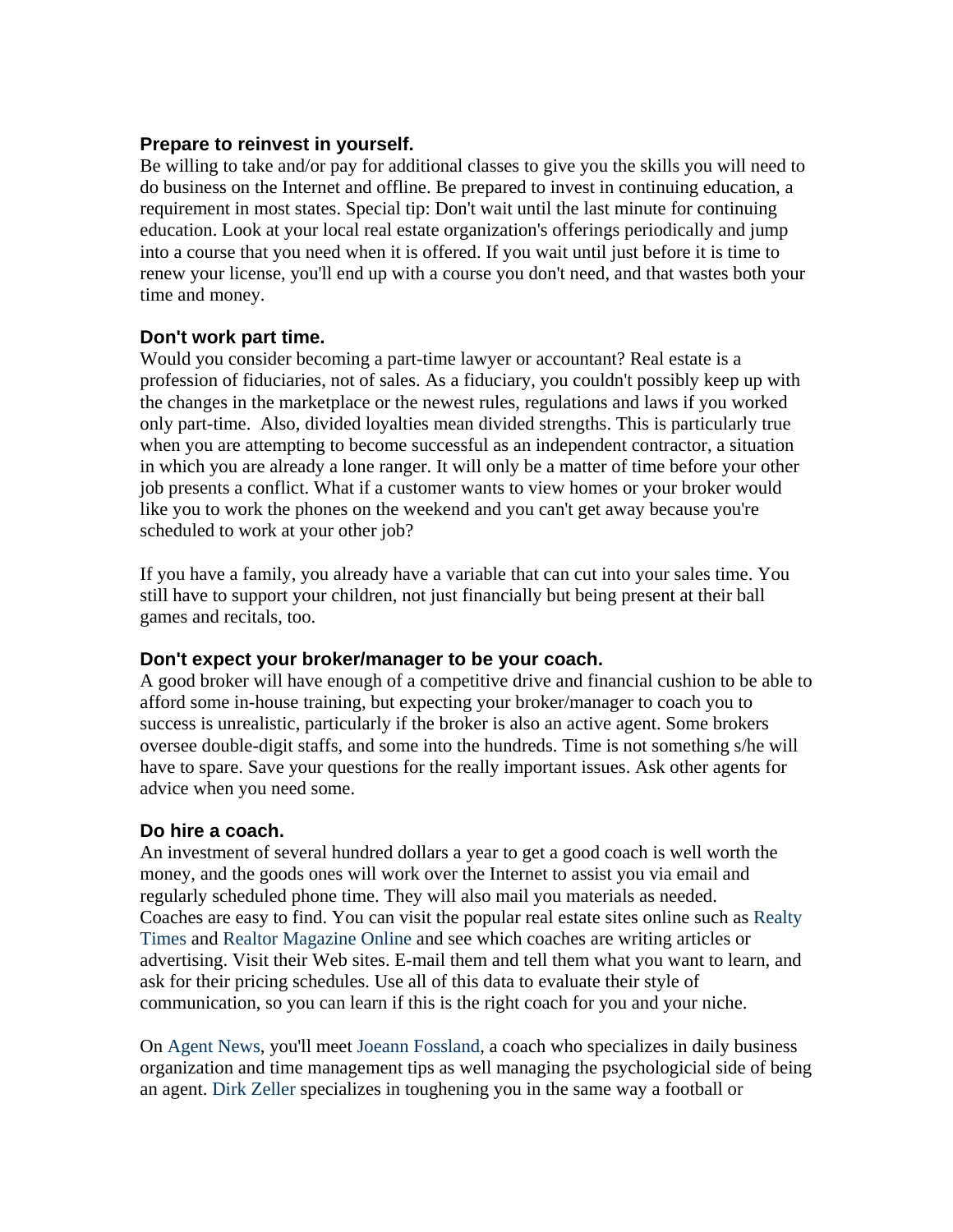**Prepare to reinvest in yourself.**

Be willing to take and/or pay for additional classes to give you the skills you will need to do business on the Internet and offline. Be prepared to invest in continuing education, a requirement in most states. Special tip: Don't wait until the last minute for continuing education. Look at your local real estate organization's offerings periodically and jump into a course that you need when it is offered. If you wait until just before it is time to renew your license, you'll end up with a course you don't need, and that wastes both your time and money.

**Don't work part time.**

Would you consider becoming a part-time lawyer or accountant? Real estate is a profession of fiduciaries, not of sales. As a fiduciary, you couldn't possibly keep up with the changes in the marketplace or the newest rules, regulations and laws if you worked only part-time. Also, divided loyalties mean divided strengths. This is particularly true when you are attempting to become successful as an independent contractor, a situation in which you are already a lone ranger. It will only be a matter of time before your other job presents a conflict. What if a customer wants to view homes or your broker would like you to work the phones on the weekend and you can't get away because you're scheduled to work at your other job?

If you have a family, you already have a variable that can cut into your sales time. You still have to support your children, not just financially but being present at their ball games and recitals, too.

**Don't expect your broker/manager to be your coach.**

A good broker will have enough of a competitive drive and financial cushion to be able to afford some in-house training, but expecting your broker/manager to coach you to success is unrealistic, particularly if the broker is also an active agent. Some brokers oversee double-digit staffs, and some into the hundreds. Time is not something s/he will have to spare. Save your questions for the really important issues. Ask other agents for advice when you need some.

**Do hire a coach.**

An investment of several hundred dollars a year to get a good coach is well worth the money, and the goods ones will work over the Internet to assist you via email and regularly scheduled phone time. They will also mail you materials as needed. Coaches are easy to find. You can visit the popular real estate sites online such as Realty Times and Realtor Magazine Online and see which coaches are writing articles or advertising. Visit their Web sites. E-mail them and tell them what you want to learn, and ask for their pricing schedules. Use all of this data to evaluate their style of communication, so you can learn if this is the right coach for you and your niche.

On Agent News, you'll meet Joeann Fossland, a coach who specializes in daily business organization and time management tips as well managing the psychologicial side of being an agent. Dirk Zeller specializes in toughening you in the same way a football or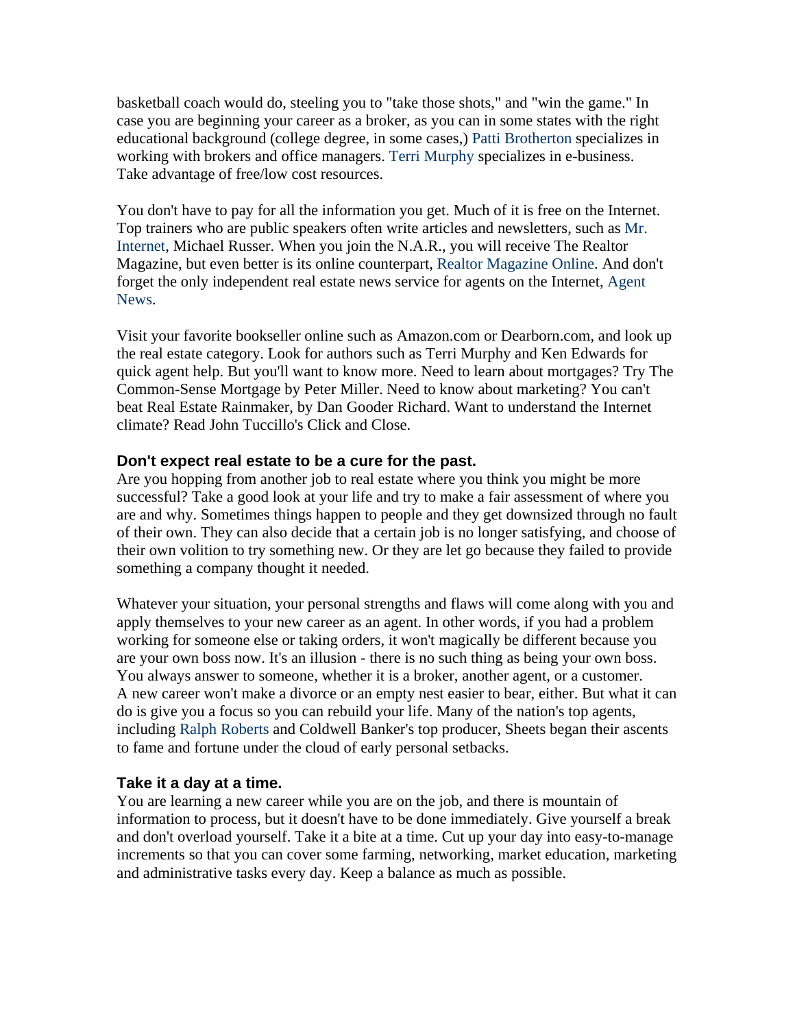basketball coach would do, steeling you to "take those shots," and "win the game." In case you are beginning your career as a broker, as you can in some states with the right educational background (college degree, in some cases,) Patti Brotherton specializes in working with brokers and office managers. Terri Murphy specializes in e-business. Take advantage of free/low cost resources.

You don't have to pay for all the information you get. Much of it is free on the Internet. Top trainers who are public speakers often write articles and newsletters, such as Mr. Internet, Michael Russer. When you join the N.A.R., you will receive The Realtor Magazine, but even better is its online counterpart, Realtor Magazine Online. And don't forget the only independent real estate news service for agents on the Internet, Agent News.

Visit your favorite bookseller online such as Amazon.com or Dearborn.com, and look up the real estate category. Look for authors such as Terri Murphy and Ken Edwards for quick agent help. But you'll want to know more. Need to learn about mortgages? Try The Common-Sense Mortgage by Peter Miller. Need to know about marketing? You can't beat Real Estate Rainmaker, by Dan Gooder Richard. Want to understand the Internet climate? Read John Tuccillo's Click and Close.

### Don't expect real estate to be a cure for the past.

Are you hopping from another job to real estate where you think you might be more successful? Take a good look at your life and try to make a fair assessment of where you are and why. Sometimes things happen to people and they get downsized through no fault of their own. They can also decide that a certain job is no longer satisfying, and choose of their own volition to try something new. Or they are let go because they failed to provide something a company thought it needed.

Whatever your situation, your personal strengths and flaws will come along with you and apply themselves to your new career as an agent. In other words, if you had a problem working for someone else or taking orders, it won't magically be different because you are your own boss now. It's an illusion - there is no such thing as being your own boss. You always answer to someone, whether it is a broker, another agent, or a customer. A new career won't make a divorce or an empty nest easier to bear, either. But what it can do is give you a focus so you can rebuild your life. Many of the nation's top agents, including Ralph Roberts and Coldwell Banker's top producer, Sheets began their ascents to fame and fortune under the cloud of early personal setbacks.

### Take it a day at a time.

You are learning a new career while you are on the job, and there is mountain of information to process, but it doesn't have to be done immediately. Give yourself a break and don't overload yourself. Take it a bite at a time. Cut up your day into easy-to-manage increments so that you can cover some farming, networking, market education, marketing and administrative tasks every day. Keep a balance as much as possible.